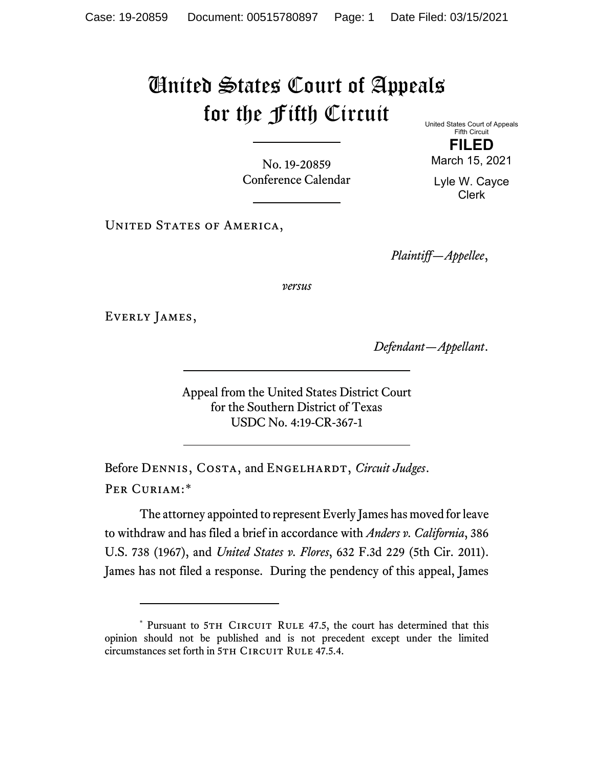# United States Court of Appeals for the Fifth Circuit

United States Court of Appeals
Fifth Circuit

**FILED**

March 15, 2021

Lyle W. Cayce
Clerk

No. 19-20859
Conference Calendar

United States of America,

*Plaintiff—Appellee*,

*versus*

Everly James,

*Defendant—Appellant*.

Appeal from the United States District Court
for the Southern District of Texas
USDC No. 4:19-CR-367-1

Before Dennis, Costa, and Engelhardt, *Circuit Judges*.

Per Curiam:*

The attorney appointed to represent Everly James has moved for leave to withdraw and has filed a brief in accordance with *Anders v. California*, 386 U.S. 738 (1967), and *United States v. Flores*, 632 F.3d 229 (5th Cir. 2011). James has not filed a response. During the pendency of this appeal, James

---

\* Pursuant to 5th Circuit Rule 47.5, the court has determined that this opinion should not be published and is not precedent except under the limited circumstances set forth in 5th Circuit Rule 47.5.4.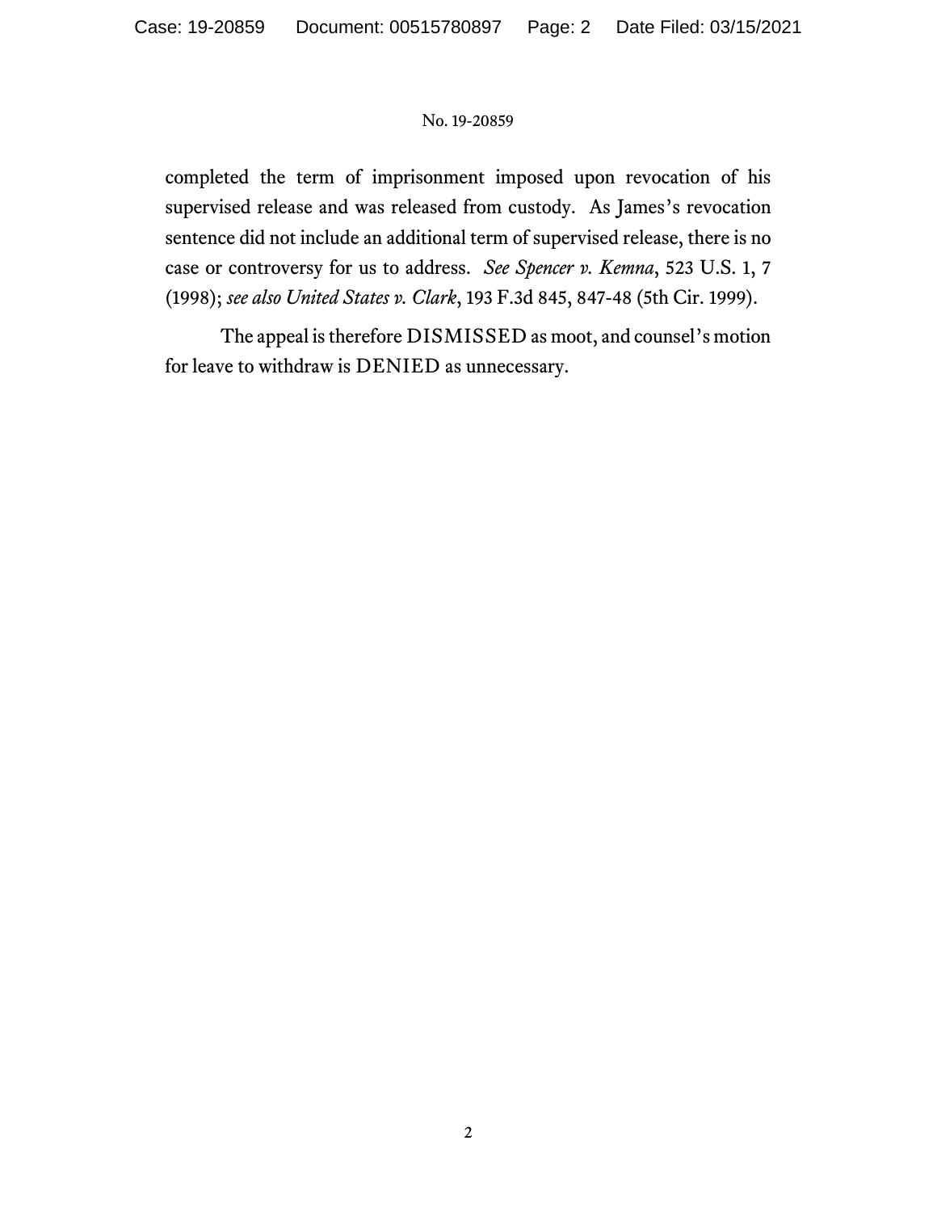completed the term of imprisonment imposed upon revocation of his supervised release and was released from custody. As James's revocation sentence did not include an additional term of supervised release, there is no case or controversy for us to address. *See Spencer v. Kemna*, 523 U.S. 1, 7 (1998); *see also United States v. Clark*, 193 F.3d 845, 847-48 (5th Cir. 1999).

The appeal is therefore DISMISSED as moot, and counsel's motion for leave to withdraw is DENIED as unnecessary.